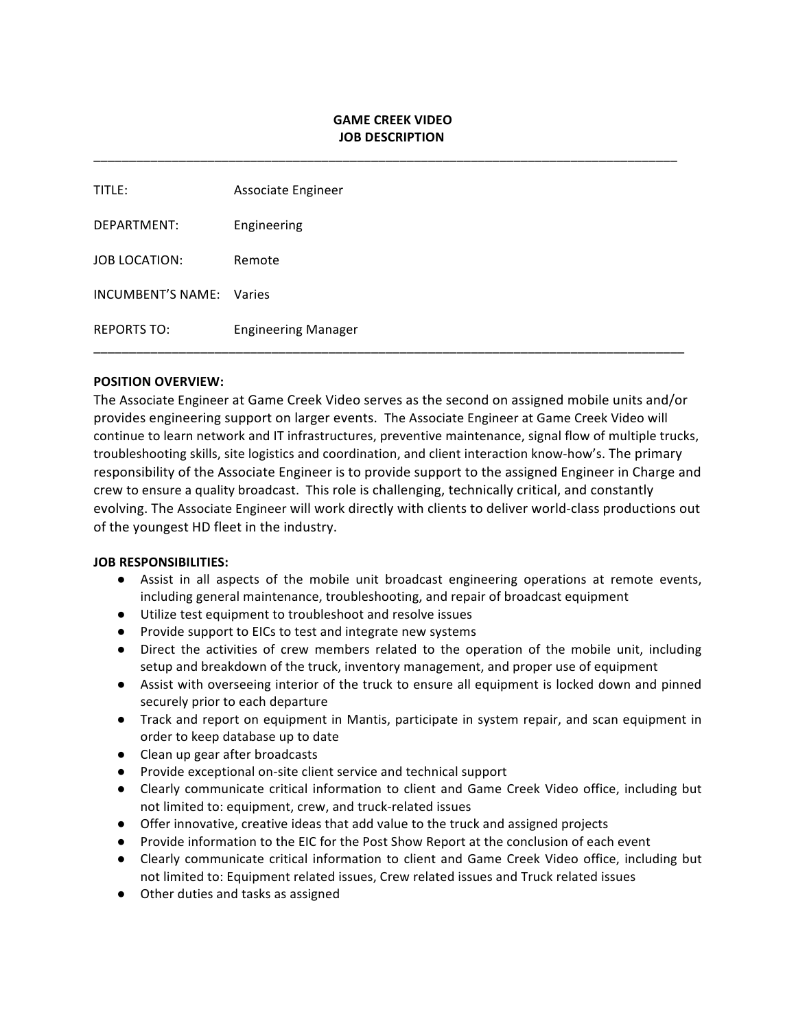# GAME CREEK VIDEO
## JOB DESCRIPTION

---

| | |
|---|---|
| TITLE: | Associate Engineer |
| DEPARTMENT: | Engineering |
| JOB LOCATION: | Remote |
| INCUMBENT'S NAME: | Varies |
| REPORTS TO: | Engineering Manager |

---

**POSITION OVERVIEW:**

The Associate Engineer at Game Creek Video serves as the second on assigned mobile units and/or provides engineering support on larger events. The Associate Engineer at Game Creek Video will continue to learn network and IT infrastructures, preventive maintenance, signal flow of multiple trucks, troubleshooting skills, site logistics and coordination, and client interaction know-how's. The primary responsibility of the Associate Engineer is to provide support to the assigned Engineer in Charge and crew to ensure a quality broadcast. This role is challenging, technically critical, and constantly evolving. The Associate Engineer will work directly with clients to deliver world-class productions out of the youngest HD fleet in the industry.

**JOB RESPONSIBILITIES:**

- Assist in all aspects of the mobile unit broadcast engineering operations at remote events, including general maintenance, troubleshooting, and repair of broadcast equipment
- Utilize test equipment to troubleshoot and resolve issues
- Provide support to EICs to test and integrate new systems
- Direct the activities of crew members related to the operation of the mobile unit, including setup and breakdown of the truck, inventory management, and proper use of equipment
- Assist with overseeing interior of the truck to ensure all equipment is locked down and pinned securely prior to each departure
- Track and report on equipment in Mantis, participate in system repair, and scan equipment in order to keep database up to date
- Clean up gear after broadcasts
- Provide exceptional on-site client service and technical support
- Clearly communicate critical information to client and Game Creek Video office, including but not limited to: equipment, crew, and truck-related issues
- Offer innovative, creative ideas that add value to the truck and assigned projects
- Provide information to the EIC for the Post Show Report at the conclusion of each event
- Clearly communicate critical information to client and Game Creek Video office, including but not limited to: Equipment related issues, Crew related issues and Truck related issues
- Other duties and tasks as assigned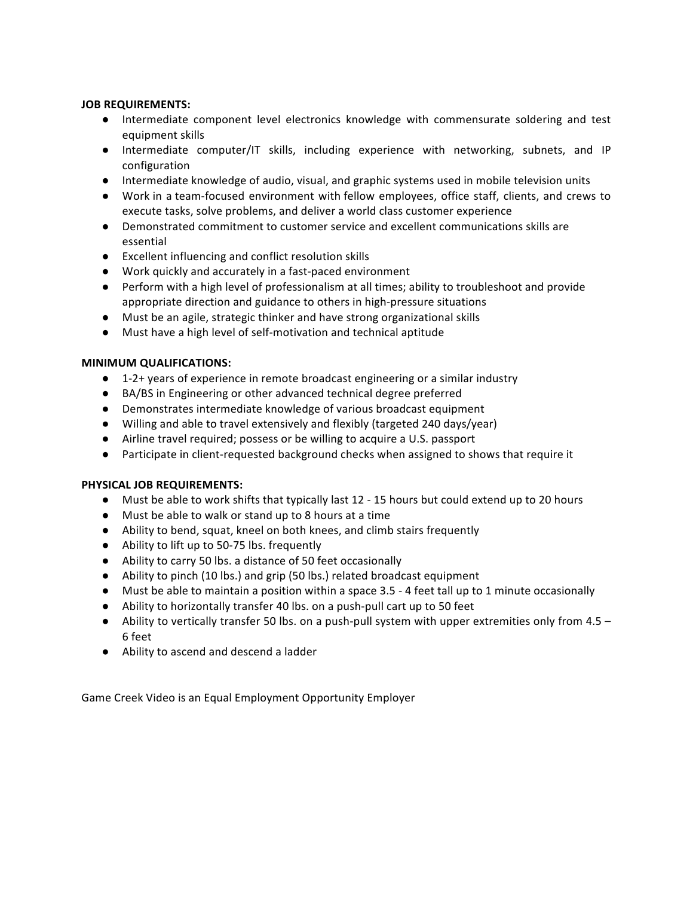**JOB REQUIREMENTS:**

- Intermediate component level electronics knowledge with commensurate soldering and test equipment skills
- Intermediate computer/IT skills, including experience with networking, subnets, and IP configuration
- Intermediate knowledge of audio, visual, and graphic systems used in mobile television units
- Work in a team-focused environment with fellow employees, office staff, clients, and crews to execute tasks, solve problems, and deliver a world class customer experience
- Demonstrated commitment to customer service and excellent communications skills are essential
- Excellent influencing and conflict resolution skills
- Work quickly and accurately in a fast-paced environment
- Perform with a high level of professionalism at all times; ability to troubleshoot and provide appropriate direction and guidance to others in high-pressure situations
- Must be an agile, strategic thinker and have strong organizational skills
- Must have a high level of self-motivation and technical aptitude

**MINIMUM QUALIFICATIONS:**

- 1-2+ years of experience in remote broadcast engineering or a similar industry
- BA/BS in Engineering or other advanced technical degree preferred
- Demonstrates intermediate knowledge of various broadcast equipment
- Willing and able to travel extensively and flexibly (targeted 240 days/year)
- Airline travel required; possess or be willing to acquire a U.S. passport
- Participate in client-requested background checks when assigned to shows that require it

**PHYSICAL JOB REQUIREMENTS:**

- Must be able to work shifts that typically last 12 - 15 hours but could extend up to 20 hours
- Must be able to walk or stand up to 8 hours at a time
- Ability to bend, squat, kneel on both knees, and climb stairs frequently
- Ability to lift up to 50-75 lbs. frequently
- Ability to carry 50 lbs. a distance of 50 feet occasionally
- Ability to pinch (10 lbs.) and grip (50 lbs.) related broadcast equipment
- Must be able to maintain a position within a space 3.5 - 4 feet tall up to 1 minute occasionally
- Ability to horizontally transfer 40 lbs. on a push-pull cart up to 50 feet
- Ability to vertically transfer 50 lbs. on a push-pull system with upper extremities only from 4.5 – 6 feet
- Ability to ascend and descend a ladder

Game Creek Video is an Equal Employment Opportunity Employer